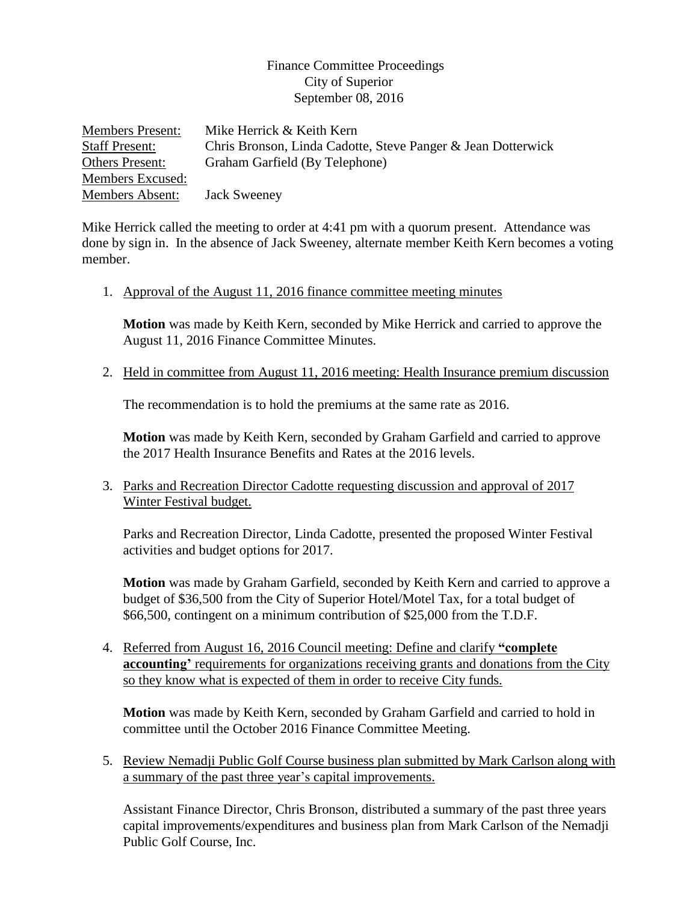Finance Committee Proceedings
City of Superior
September 08, 2016

| | |
|---|---|
| Members Present: | Mike Herrick & Keith Kern |
| Staff Present: | Chris Bronson, Linda Cadotte, Steve Panger & Jean Dotterwick |
| Others Present: | Graham Garfield (By Telephone) |
| Members Excused: | |
| Members Absent: | Jack Sweeney |

Mike Herrick called the meeting to order at 4:41 pm with a quorum present. Attendance was done by sign in. In the absence of Jack Sweeney, alternate member Keith Kern becomes a voting member.

1. Approval of the August 11, 2016 finance committee meeting minutes

   **Motion** was made by Keith Kern, seconded by Mike Herrick and carried to approve the August 11, 2016 Finance Committee Minutes.

2. Held in committee from August 11, 2016 meeting: Health Insurance premium discussion

   The recommendation is to hold the premiums at the same rate as 2016.

   **Motion** was made by Keith Kern, seconded by Graham Garfield and carried to approve the 2017 Health Insurance Benefits and Rates at the 2016 levels.

3. Parks and Recreation Director Cadotte requesting discussion and approval of 2017 Winter Festival budget.

   Parks and Recreation Director, Linda Cadotte, presented the proposed Winter Festival activities and budget options for 2017.

   **Motion** was made by Graham Garfield, seconded by Keith Kern and carried to approve a budget of $36,500 from the City of Superior Hotel/Motel Tax, for a total budget of $66,500, contingent on a minimum contribution of $25,000 from the T.D.F.

4. Referred from August 16, 2016 Council meeting: Define and clarify **"complete accounting'** requirements for organizations receiving grants and donations from the City so they know what is expected of them in order to receive City funds.

   **Motion** was made by Keith Kern, seconded by Graham Garfield and carried to hold in committee until the October 2016 Finance Committee Meeting.

5. Review Nemadji Public Golf Course business plan submitted by Mark Carlson along with a summary of the past three year's capital improvements.

   Assistant Finance Director, Chris Bronson, distributed a summary of the past three years capital improvements/expenditures and business plan from Mark Carlson of the Nemadji Public Golf Course, Inc.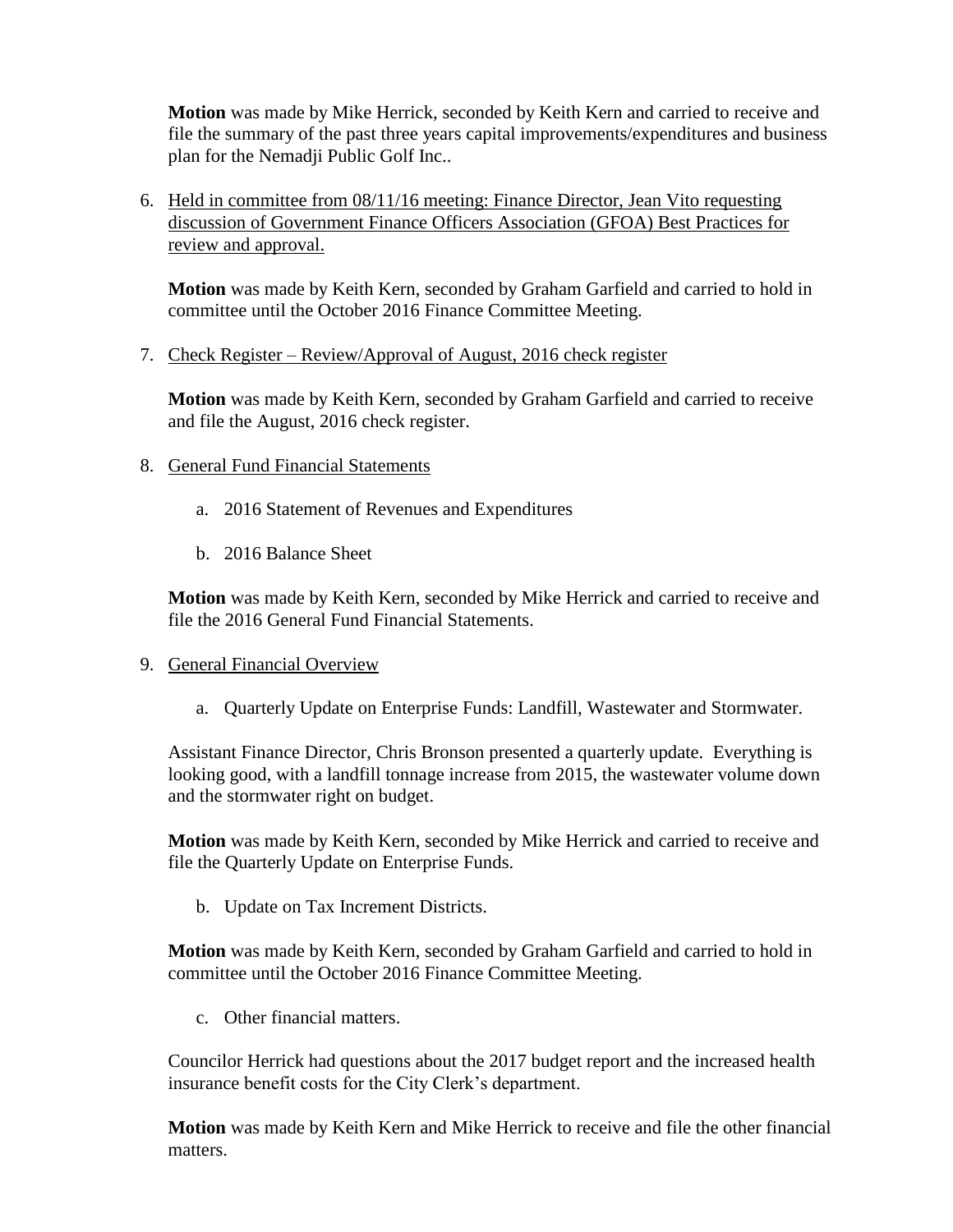**Motion** was made by Mike Herrick, seconded by Keith Kern and carried to receive and file the summary of the past three years capital improvements/expenditures and business plan for the Nemadji Public Golf Inc..

6. Held in committee from 08/11/16 meeting: Finance Director, Jean Vito requesting discussion of Government Finance Officers Association (GFOA) Best Practices for review and approval.

   **Motion** was made by Keith Kern, seconded by Graham Garfield and carried to hold in committee until the October 2016 Finance Committee Meeting.

7. Check Register – Review/Approval of August, 2016 check register

   **Motion** was made by Keith Kern, seconded by Graham Garfield and carried to receive and file the August, 2016 check register.

8. General Fund Financial Statements

   a. 2016 Statement of Revenues and Expenditures

   b. 2016 Balance Sheet

   **Motion** was made by Keith Kern, seconded by Mike Herrick and carried to receive and file the 2016 General Fund Financial Statements.

9. General Financial Overview

   a. Quarterly Update on Enterprise Funds: Landfill, Wastewater and Stormwater.

   Assistant Finance Director, Chris Bronson presented a quarterly update. Everything is looking good, with a landfill tonnage increase from 2015, the wastewater volume down and the stormwater right on budget.

   **Motion** was made by Keith Kern, seconded by Mike Herrick and carried to receive and file the Quarterly Update on Enterprise Funds.

   b. Update on Tax Increment Districts.

   **Motion** was made by Keith Kern, seconded by Graham Garfield and carried to hold in committee until the October 2016 Finance Committee Meeting.

   c. Other financial matters.

   Councilor Herrick had questions about the 2017 budget report and the increased health insurance benefit costs for the City Clerk's department.

   **Motion** was made by Keith Kern and Mike Herrick to receive and file the other financial matters.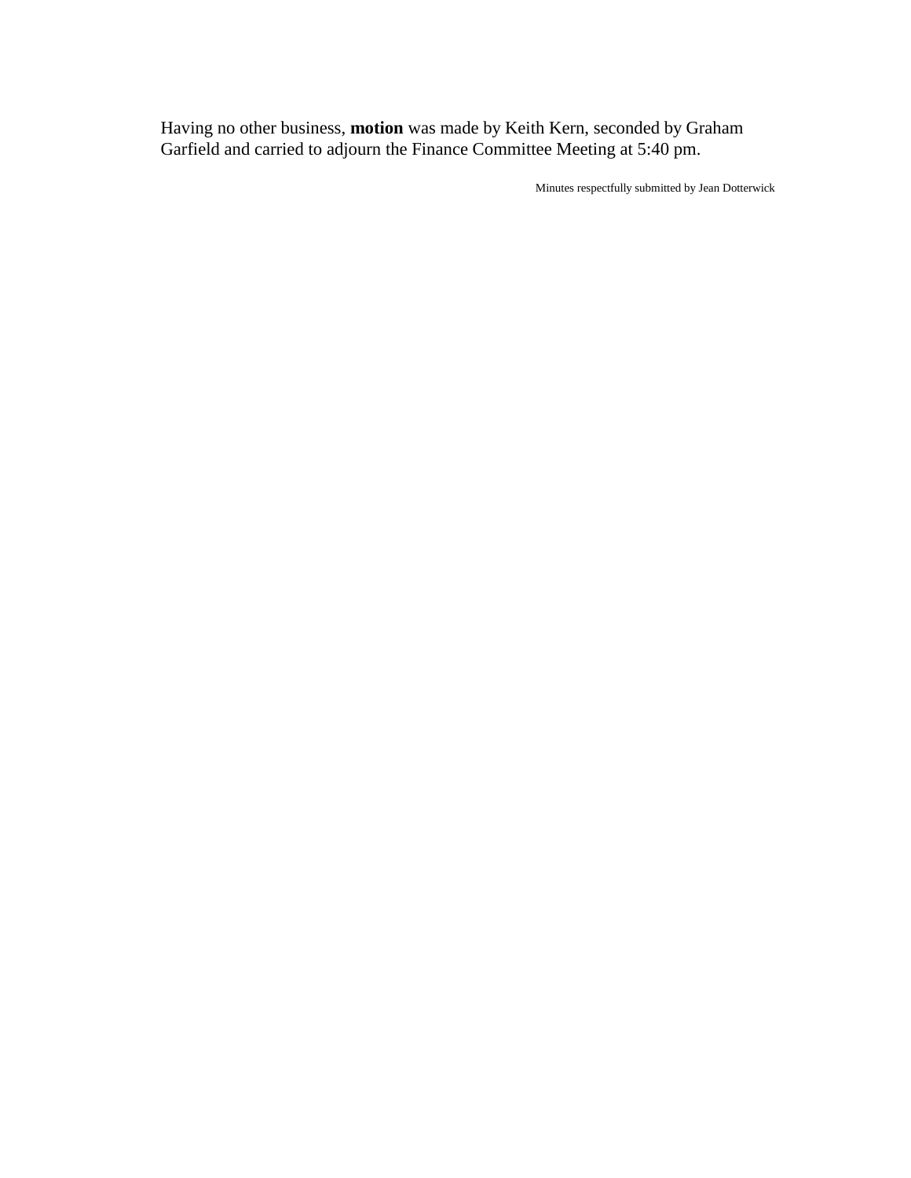Having no other business, **motion** was made by Keith Kern, seconded by Graham Garfield and carried to adjourn the Finance Committee Meeting at 5:40 pm.

Minutes respectfully submitted by Jean Dotterwick